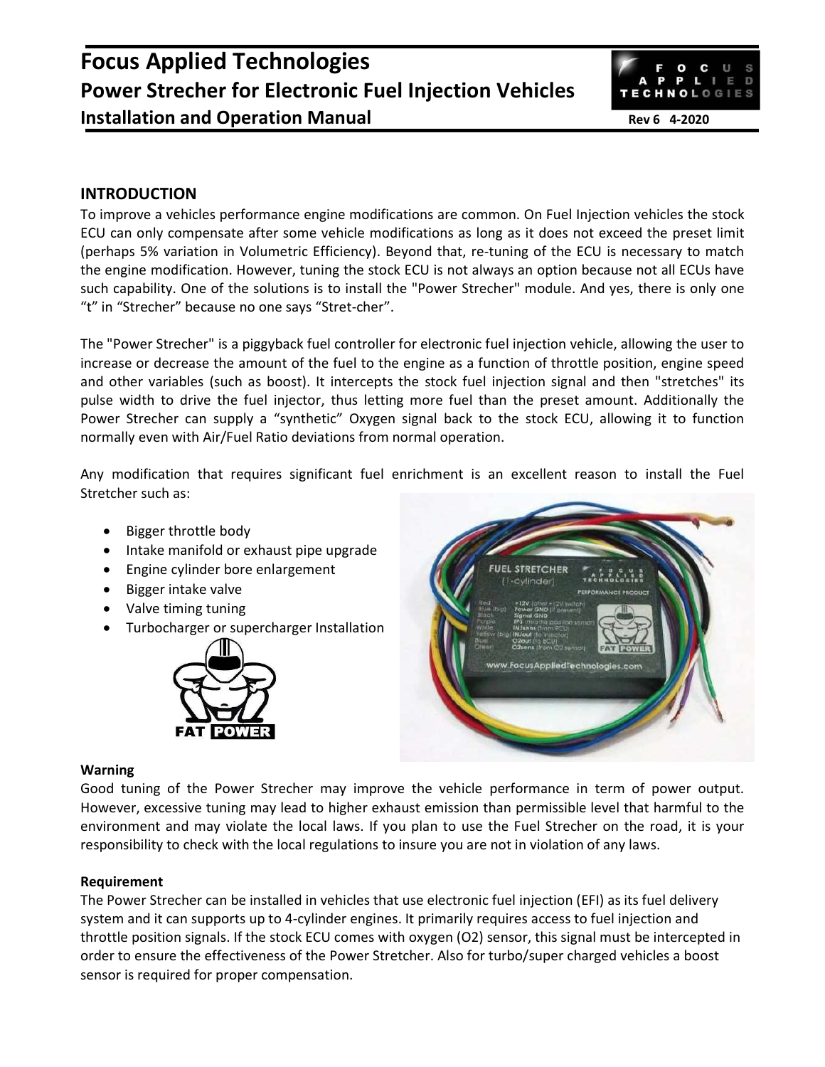# Focus Applied Technologies
## Power Strecher for Electronic Fuel Injection Vehicles
### Installation and Operation Manual

Rev 6 4-2020

## INTRODUCTION

To improve a vehicles performance engine modifications are common. On Fuel Injection vehicles the stock ECU can only compensate after some vehicle modifications as long as it does not exceed the preset limit (perhaps 5% variation in Volumetric Efficiency). Beyond that, re-tuning of the ECU is necessary to match the engine modification. However, tuning the stock ECU is not always an option because not all ECUs have such capability. One of the solutions is to install the "Power Strecher" module. And yes, there is only one “t” in “Strecher” because no one says “Stret-cher”.

The "Power Strecher" is a piggyback fuel controller for electronic fuel injection vehicle, allowing the user to increase or decrease the amount of the fuel to the engine as a function of throttle position, engine speed and other variables (such as boost). It intercepts the stock fuel injection signal and then "stretches" its pulse width to drive the fuel injector, thus letting more fuel than the preset amount. Additionally the Power Strecher can supply a “synthetic” Oxygen signal back to the stock ECU, allowing it to function normally even with Air/Fuel Ratio deviations from normal operation.

Any modification that requires significant fuel enrichment is an excellent reason to install the Fuel Stretcher such as:

- Bigger throttle body
- Intake manifold or exhaust pipe upgrade
- Engine cylinder bore enlargement
- Bigger intake valve
- Valve timing tuning
- Turbocharger or supercharger Installation

**Warning**

Good tuning of the Power Strecher may improve the vehicle performance in term of power output. However, excessive tuning may lead to higher exhaust emission than permissible level that harmful to the environment and may violate the local laws. If you plan to use the Fuel Strecher on the road, it is your responsibility to check with the local regulations to insure you are not in violation of any laws.

**Requirement**

The Power Strecher can be installed in vehicles that use electronic fuel injection (EFI) as its fuel delivery system and it can supports up to 4-cylinder engines. It primarily requires access to fuel injection and throttle position signals. If the stock ECU comes with oxygen (O2) sensor, this signal must be intercepted in order to ensure the effectiveness of the Power Stretcher. Also for turbo/super charged vehicles a boost sensor is required for proper compensation.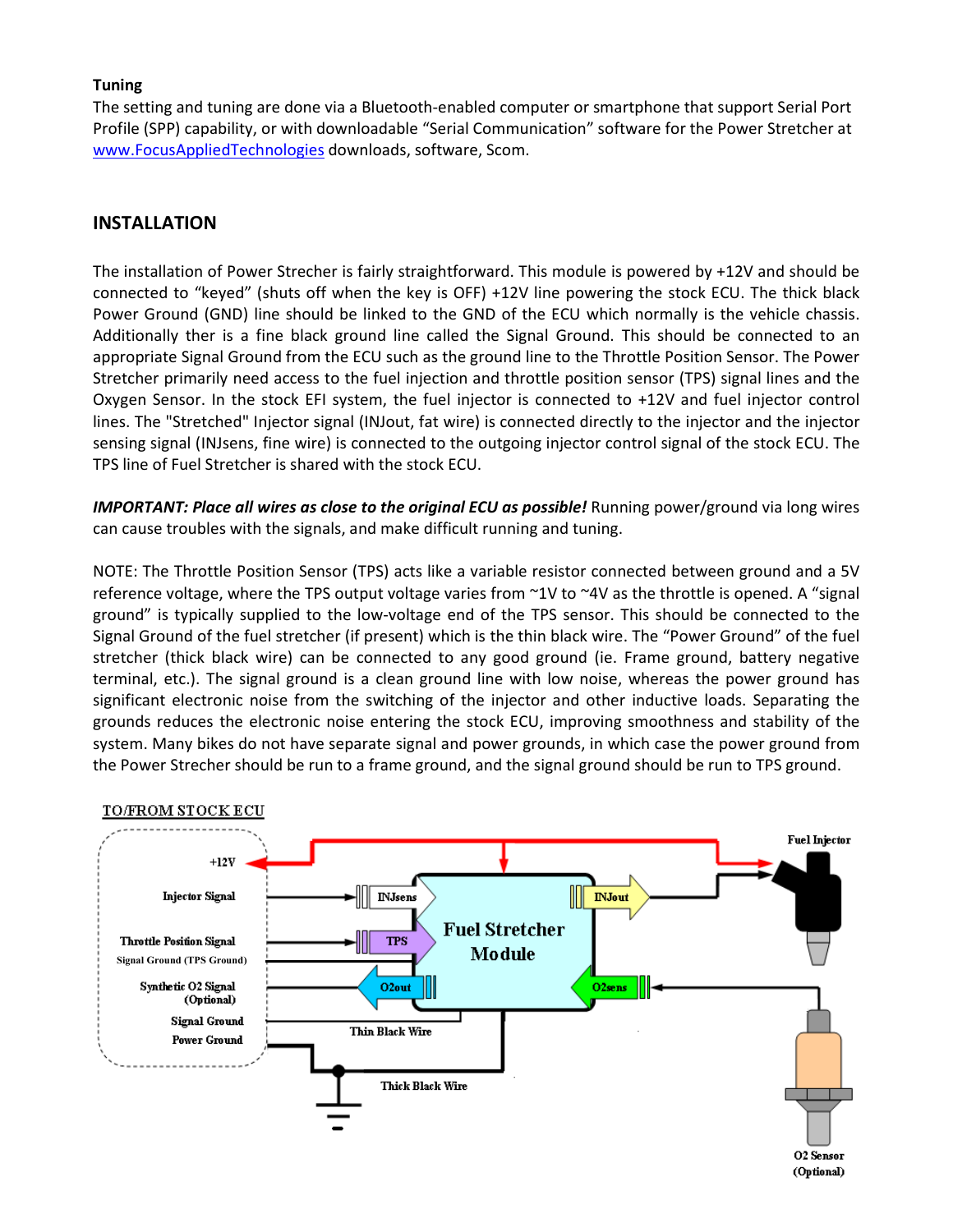**Tuning**

The setting and tuning are done via a Bluetooth-enabled computer or smartphone that support Serial Port Profile (SPP) capability, or with downloadable "Serial Communication" software for the Power Stretcher at [www.FocusAppliedTechnologies](www.FocusAppliedTechnologies) downloads, software, Scom.

## INSTALLATION

The installation of Power Strecher is fairly straightforward. This module is powered by +12V and should be connected to "keyed" (shuts off when the key is OFF) +12V line powering the stock ECU. The thick black Power Ground (GND) line should be linked to the GND of the ECU which normally is the vehicle chassis. Additionally ther is a fine black ground line called the Signal Ground. This should be connected to an appropriate Signal Ground from the ECU such as the ground line to the Throttle Position Sensor. The Power Stretcher primarily need access to the fuel injection and throttle position sensor (TPS) signal lines and the Oxygen Sensor. In the stock EFI system, the fuel injector is connected to +12V and fuel injector control lines. The "Stretched" Injector signal (INJout, fat wire) is connected directly to the injector and the injector sensing signal (INJsens, fine wire) is connected to the outgoing injector control signal of the stock ECU. The TPS line of Fuel Stretcher is shared with the stock ECU.

***IMPORTANT: Place all wires as close to the original ECU as possible!*** Running power/ground via long wires can cause troubles with the signals, and make difficult running and tuning.

NOTE: The Throttle Position Sensor (TPS) acts like a variable resistor connected between ground and a 5V reference voltage, where the TPS output voltage varies from ~1V to ~4V as the throttle is opened. A "signal ground" is typically supplied to the low-voltage end of the TPS sensor. This should be connected to the Signal Ground of the fuel stretcher (if present) which is the thin black wire. The "Power Ground" of the fuel stretcher (thick black wire) can be connected to any good ground (ie. Frame ground, battery negative terminal, etc.). The signal ground is a clean ground line with low noise, whereas the power ground has significant electronic noise from the switching of the injector and other inductive loads. Separating the grounds reduces the electronic noise entering the stock ECU, improving smoothness and stability of the system. Many bikes do not have separate signal and power grounds, in which case the power ground from the Power Strecher should be run to a frame ground, and the signal ground should be run to TPS ground.

TO/FROM STOCK ECU

+12V

Injector Signal

Throttle Position Signal

Signal Ground (TPS Ground)

Synthetic O2 Signal (Optional)

Signal Ground

Power Ground

INJsens

TPS

O2out

Fuel Stretcher Module

INJout

O2sens

Thin Black Wire

Thick Black Wire

Fuel Injector

O2 Sensor (Optional)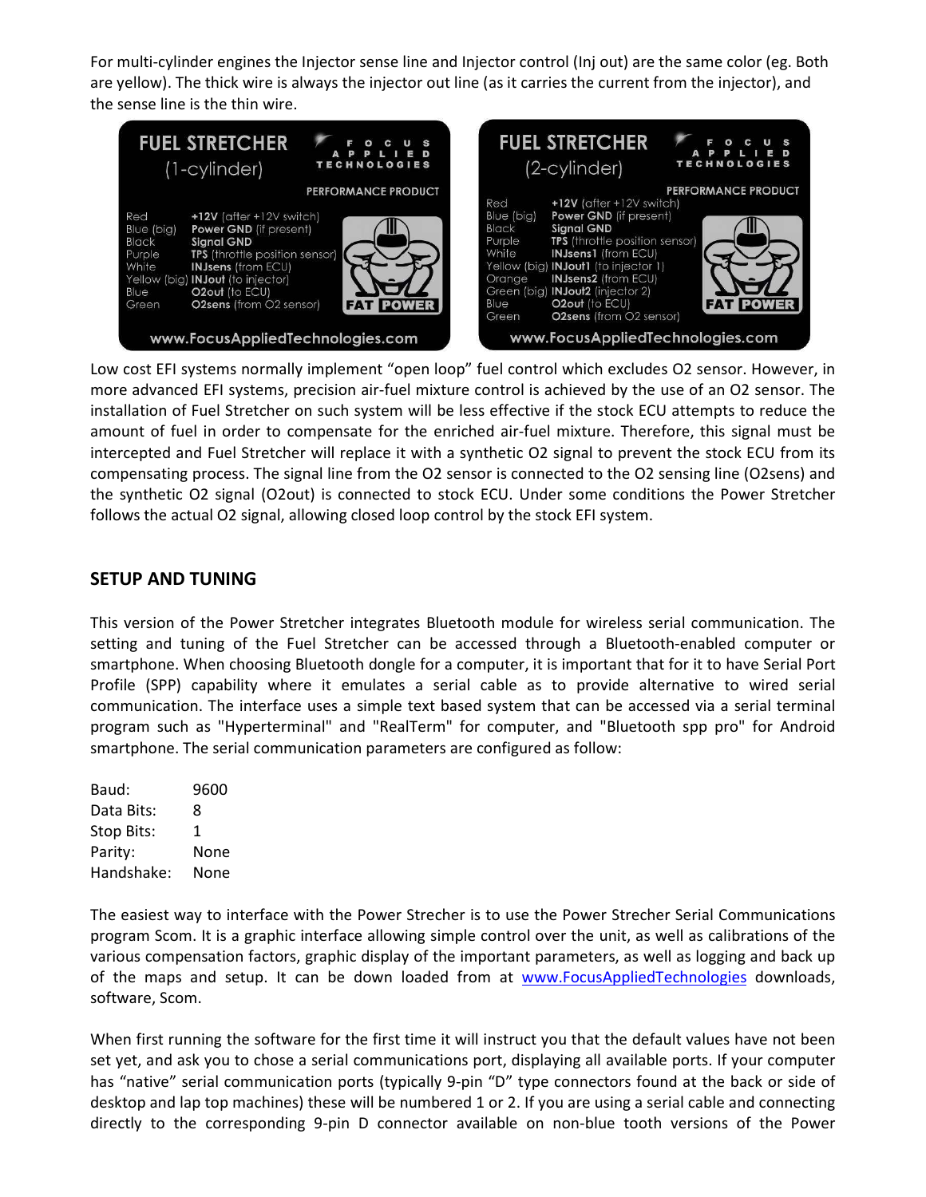For multi-cylinder engines the Injector sense line and Injector control (Inj out) are the same color (eg. Both are yellow). The thick wire is always the injector out line (as it carries the current from the injector), and the sense line is the thin wire.

**FUEL STRETCHER (1-cylinder)**

FOCUS APPLIED TECHNOLOGIES – PERFORMANCE PRODUCT

| Wire | Function |
| --- | --- |
| Red | **+12V** (after +12V switch) |
| Blue (big) | **Power GND** (if present) |
| Black | **Signal GND** |
| Purple | **TPS** (throttle position sensor) |
| White | **INJsens** (from ECU) |
| Yellow (big) | **INJout** (to injector) |
| Blue | **O2out** (to ECU) |
| Green | **O2sens** (from O2 sensor) |

FAT POWER

www.FocusAppliedTechnologies.com

**FUEL STRETCHER (2-cylinder)**

FOCUS APPLIED TECHNOLOGIES – PERFORMANCE PRODUCT

| Wire | Function |
| --- | --- |
| Red | **+12V** (after +12V switch) |
| Blue (big) | **Power GND** (if present) |
| Black | **Signal GND** |
| Purple | **TPS** (throttle position sensor) |
| White | **INJsens1** (from ECU) |
| Yellow (big) | **INJout1** (to injector 1) |
| Orange | **INJsens2** (from ECU) |
| Green (big) | **INJout2** (injector 2) |
| Blue | **O2out** (to ECU) |
| Green | **O2sens** (from O2 sensor) |

FAT POWER

www.FocusAppliedTechnologies.com

Low cost EFI systems normally implement "open loop" fuel control which excludes O2 sensor. However, in more advanced EFI systems, precision air-fuel mixture control is achieved by the use of an O2 sensor. The installation of Fuel Stretcher on such system will be less effective if the stock ECU attempts to reduce the amount of fuel in order to compensate for the enriched air-fuel mixture. Therefore, this signal must be intercepted and Fuel Stretcher will replace it with a synthetic O2 signal to prevent the stock ECU from its compensating process. The signal line from the O2 sensor is connected to the O2 sensing line (O2sens) and the synthetic O2 signal (O2out) is connected to stock ECU. Under some conditions the Power Stretcher follows the actual O2 signal, allowing closed loop control by the stock EFI system.

## SETUP AND TUNING

This version of the Power Stretcher integrates Bluetooth module for wireless serial communication. The setting and tuning of the Fuel Stretcher can be accessed through a Bluetooth-enabled computer or smartphone. When choosing Bluetooth dongle for a computer, it is important that for it to have Serial Port Profile (SPP) capability where it emulates a serial cable as to provide alternative to wired serial communication. The interface uses a simple text based system that can be accessed via a serial terminal program such as "Hyperterminal" and "RealTerm" for computer, and "Bluetooth spp pro" for Android smartphone. The serial communication parameters are configured as follow:

| | |
| --- | --- |
| Baud: | 9600 |
| Data Bits: | 8 |
| Stop Bits: | 1 |
| Parity: | None |
| Handshake: | None |

The easiest way to interface with the Power Strecher is to use the Power Strecher Serial Communications program Scom. It is a graphic interface allowing simple control over the unit, as well as calibrations of the various compensation factors, graphic display of the important parameters, as well as logging and back up of the maps and setup. It can be down loaded from at www.FocusAppliedTechnologies downloads, software, Scom.

When first running the software for the first time it will instruct you that the default values have not been set yet, and ask you to chose a serial communications port, displaying all available ports. If your computer has "native" serial communication ports (typically 9-pin "D" type connectors found at the back or side of desktop and lap top machines) these will be numbered 1 or 2. If you are using a serial cable and connecting directly to the corresponding 9-pin D connector available on non-blue tooth versions of the Power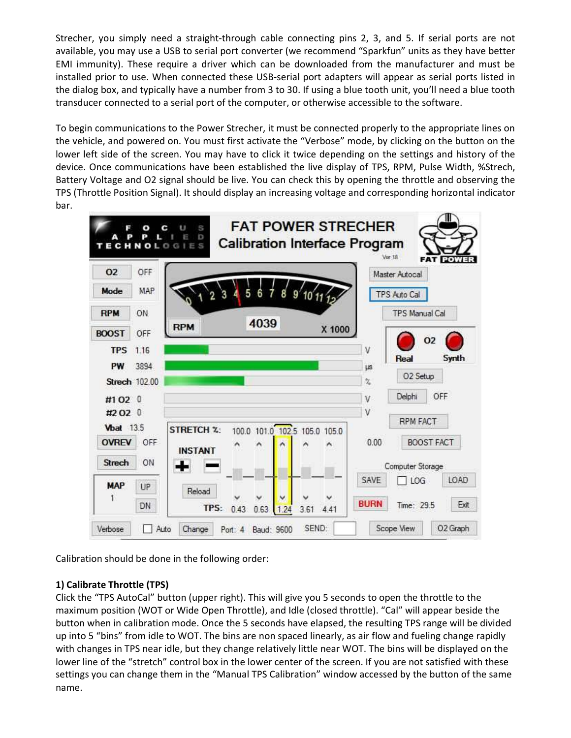Strecher, you simply need a straight-through cable connecting pins 2, 3, and 5. If serial ports are not available, you may use a USB to serial port converter (we recommend "Sparkfun" units as they have better EMI immunity). These require a driver which can be downloaded from the manufacturer and must be installed prior to use. When connected these USB-serial port adapters will appear as serial ports listed in the dialog box, and typically have a number from 3 to 30. If using a blue tooth unit, you'll need a blue tooth transducer connected to a serial port of the computer, or otherwise accessible to the software.

To begin communications to the Power Strecher, it must be connected properly to the appropriate lines on the vehicle, and powered on. You must first activate the "Verbose" mode, by clicking on the button on the lower left side of the screen. You may have to click it twice depending on the settings and history of the device. Once communications have been established the live display of TPS, RPM, Pulse Width, %Strech, Battery Voltage and O2 signal should be live. You can check this by opening the throttle and observing the TPS (Throttle Position Signal). It should display an increasing voltage and corresponding horizontal indicator bar.

Calibration should be done in the following order:

**1) Calibrate Throttle (TPS)**

Click the "TPS AutoCal" button (upper right). This will give you 5 seconds to open the throttle to the maximum position (WOT or Wide Open Throttle), and Idle (closed throttle). "Cal" will appear beside the button when in calibration mode. Once the 5 seconds have elapsed, the resulting TPS range will be divided up into 5 "bins" from idle to WOT. The bins are non spaced linearly, as air flow and fueling change rapidly with changes in TPS near idle, but they change relatively little near WOT. The bins will be displayed on the lower line of the "stretch" control box in the lower center of the screen. If you are not satisfied with these settings you can change them in the "Manual TPS Calibration" window accessed by the button of the same name.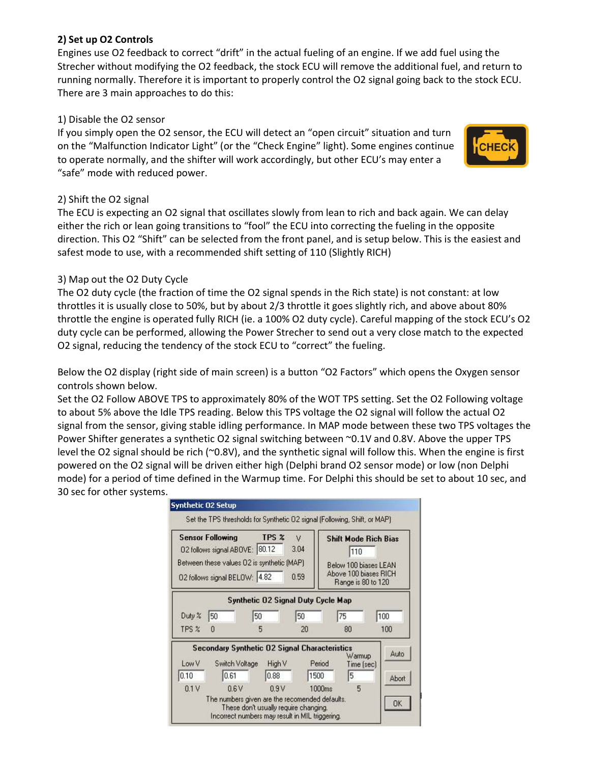**2) Set up O2 Controls**

Engines use O2 feedback to correct "drift" in the actual fueling of an engine. If we add fuel using the Strecher without modifying the O2 feedback, the stock ECU will remove the additional fuel, and return to running normally. Therefore it is important to properly control the O2 signal going back to the stock ECU. There are 3 main approaches to do this:

1) Disable the O2 sensor

If you simply open the O2 sensor, the ECU will detect an "open circuit" situation and turn on the "Malfunction Indicator Light" (or the "Check Engine" light). Some engines continue to operate normally, and the shifter will work accordingly, but other ECU's may enter a "safe" mode with reduced power.

2) Shift the O2 signal

The ECU is expecting an O2 signal that oscillates slowly from lean to rich and back again. We can delay either the rich or lean going transitions to "fool" the ECU into correcting the fueling in the opposite direction. This O2 "Shift" can be selected from the front panel, and is setup below. This is the easiest and safest mode to use, with a recommended shift setting of 110 (Slightly RICH)

3) Map out the O2 Duty Cycle

The O2 duty cycle (the fraction of time the O2 signal spends in the Rich state) is not constant: at low throttles it is usually close to 50%, but by about 2/3 throttle it goes slightly rich, and above about 80% throttle the engine is operated fully RICH (ie. a 100% O2 duty cycle). Careful mapping of the stock ECU's O2 duty cycle can be performed, allowing the Power Strecher to send out a very close match to the expected O2 signal, reducing the tendency of the stock ECU to "correct" the fueling.

Below the O2 display (right side of main screen) is a button "O2 Factors" which opens the Oxygen sensor controls shown below.

Set the O2 Follow ABOVE TPS to approximately 80% of the WOT TPS setting. Set the O2 Following voltage to about 5% above the Idle TPS reading. Below this TPS voltage the O2 signal will follow the actual O2 signal from the sensor, giving stable idling performance. In MAP mode between these two TPS voltages the Power Shifter generates a synthetic O2 signal switching between ~0.1V and 0.8V. Above the upper TPS level the O2 signal should be rich (~0.8V), and the synthetic signal will follow this. When the engine is first powered on the O2 signal will be driven either high (Delphi brand O2 sensor mode) or low (non Delphi mode) for a period of time defined in the Warmup time. For Delphi this should be set to about 10 sec, and 30 sec for other systems.

**Synthetic O2 Setup**

Set the TPS thresholds for Synthetic O2 signal (Following, Shift, or MAP)

**Sensor Following**

| | TPS % | V |
|---|---|---|
| O2 follows signal ABOVE: | 80.12 | 3.04 |
| Between these values O2 is synthetic (MAP) | | |
| O2 follows signal BELOW: | 4.82 | 0.59 |

**Shift Mode Rich Bias**

110

Below 100 biases LEAN
Above 100 biases RICH
Range is 80 to 120

**Synthetic O2 Signal Duty Cycle Map**

| Duty % | 50 | 50 | 50 | 75 | 100 |
|---|---|---|---|---|---|
| TPS % | 0 | 5 | 20 | 80 | 100 |

**Secondary Synthetic O2 Signal Characteristics**

| Low V | Switch Voltage | High V | Period | Warmup Time (sec) |
|---|---|---|---|---|
| 0.10 | 0.61 | 0.88 | 1500 | 5 |
| 0.1 V | 0.6 V | 0.9 V | 1000ms | 5 |

The numbers given are the recomended defaults.
These don't usually require changing.
Incorrect numbers may result in MIL triggering.

Auto | Abort | OK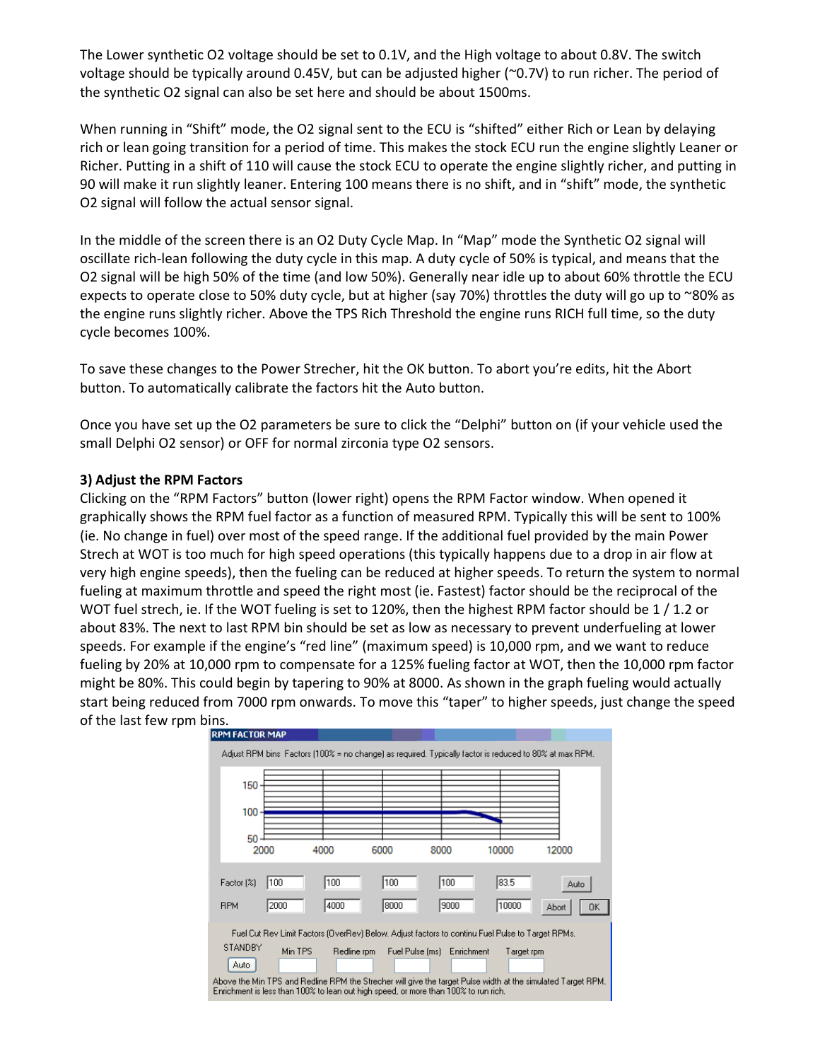The Lower synthetic O2 voltage should be set to 0.1V, and the High voltage to about 0.8V. The switch voltage should be typically around 0.45V, but can be adjusted higher (~0.7V) to run richer. The period of the synthetic O2 signal can also be set here and should be about 1500ms.

When running in “Shift” mode, the O2 signal sent to the ECU is “shifted” either Rich or Lean by delaying rich or lean going transition for a period of time. This makes the stock ECU run the engine slightly Leaner or Richer. Putting in a shift of 110 will cause the stock ECU to operate the engine slightly richer, and putting in 90 will make it run slightly leaner. Entering 100 means there is no shift, and in “shift” mode, the synthetic O2 signal will follow the actual sensor signal.

In the middle of the screen there is an O2 Duty Cycle Map. In “Map” mode the Synthetic O2 signal will oscillate rich-lean following the duty cycle in this map. A duty cycle of 50% is typical, and means that the O2 signal will be high 50% of the time (and low 50%). Generally near idle up to about 60% throttle the ECU expects to operate close to 50% duty cycle, but at higher (say 70%) throttles the duty will go up to ~80% as the engine runs slightly richer. Above the TPS Rich Threshold the engine runs RICH full time, so the duty cycle becomes 100%.

To save these changes to the Power Strecher, hit the OK button. To abort you’re edits, hit the Abort button. To automatically calibrate the factors hit the Auto button.

Once you have set up the O2 parameters be sure to click the “Delphi” button on (if your vehicle used the small Delphi O2 sensor) or OFF for normal zirconia type O2 sensors.

**3) Adjust the RPM Factors**

Clicking on the “RPM Factors” button (lower right) opens the RPM Factor window. When opened it graphically shows the RPM fuel factor as a function of measured RPM. Typically this will be sent to 100% (ie. No change in fuel) over most of the speed range. If the additional fuel provided by the main Power Strech at WOT is too much for high speed operations (this typically happens due to a drop in air flow at very high engine speeds), then the fueling can be reduced at higher speeds. To return the system to normal fueling at maximum throttle and speed the right most (ie. Fastest) factor should be the reciprocal of the WOT fuel strech, ie. If the WOT fueling is set to 120%, then the highest RPM factor should be 1 / 1.2 or about 83%. The next to last RPM bin should be set as low as necessary to prevent underfueling at lower speeds. For example if the engine’s “red line” (maximum speed) is 10,000 rpm, and we want to reduce fueling by 20% at 10,000 rpm to compensate for a 125% fueling factor at WOT, then the 10,000 rpm factor might be 80%. This could begin by tapering to 90% at 8000. As shown in the graph fueling would actually start being reduced from 7000 rpm onwards. To move this “taper” to higher speeds, just change the speed of the last few rpm bins.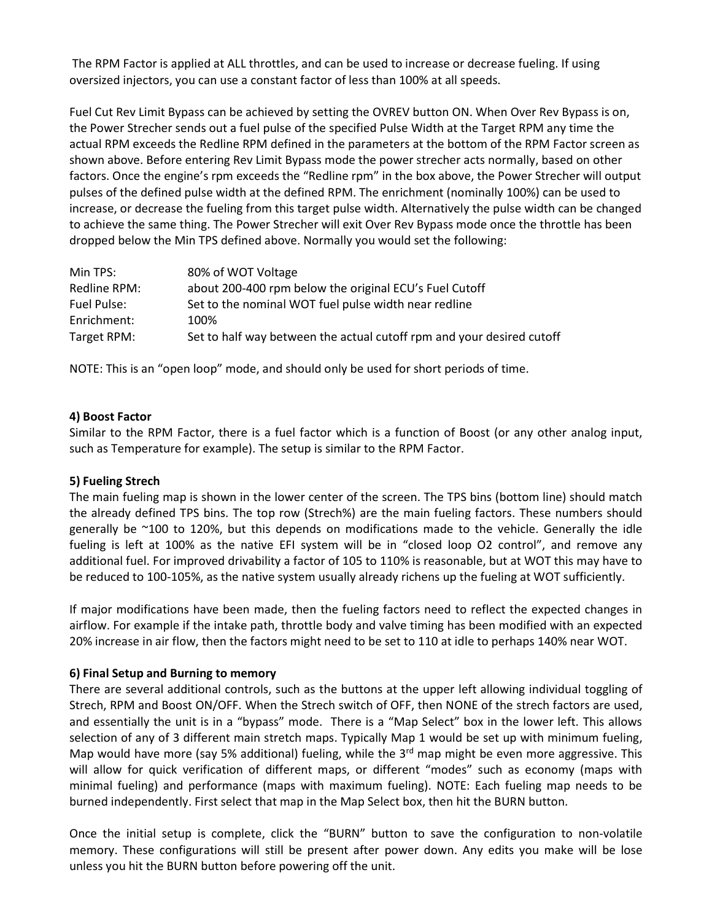The RPM Factor is applied at ALL throttles, and can be used to increase or decrease fueling. If using oversized injectors, you can use a constant factor of less than 100% at all speeds.

Fuel Cut Rev Limit Bypass can be achieved by setting the OVREV button ON. When Over Rev Bypass is on, the Power Strecher sends out a fuel pulse of the specified Pulse Width at the Target RPM any time the actual RPM exceeds the Redline RPM defined in the parameters at the bottom of the RPM Factor screen as shown above. Before entering Rev Limit Bypass mode the power strecher acts normally, based on other factors. Once the engine's rpm exceeds the "Redline rpm" in the box above, the Power Strecher will output pulses of the defined pulse width at the defined RPM. The enrichment (nominally 100%) can be used to increase, or decrease the fueling from this target pulse width. Alternatively the pulse width can be changed to achieve the same thing. The Power Strecher will exit Over Rev Bypass mode once the throttle has been dropped below the Min TPS defined above. Normally you would set the following:

| | |
|---|---|
| Min TPS: | 80% of WOT Voltage |
| Redline RPM: | about 200-400 rpm below the original ECU's Fuel Cutoff |
| Fuel Pulse: | Set to the nominal WOT fuel pulse width near redline |
| Enrichment: | 100% |
| Target RPM: | Set to half way between the actual cutoff rpm and your desired cutoff |

NOTE: This is an "open loop" mode, and should only be used for short periods of time.

**4) Boost Factor**

Similar to the RPM Factor, there is a fuel factor which is a function of Boost (or any other analog input, such as Temperature for example). The setup is similar to the RPM Factor.

**5) Fueling Strech**

The main fueling map is shown in the lower center of the screen. The TPS bins (bottom line) should match the already defined TPS bins. The top row (Strech%) are the main fueling factors. These numbers should generally be ~100 to 120%, but this depends on modifications made to the vehicle. Generally the idle fueling is left at 100% as the native EFI system will be in "closed loop O2 control", and remove any additional fuel. For improved drivability a factor of 105 to 110% is reasonable, but at WOT this may have to be reduced to 100-105%, as the native system usually already richens up the fueling at WOT sufficiently.

If major modifications have been made, then the fueling factors need to reflect the expected changes in airflow. For example if the intake path, throttle body and valve timing has been modified with an expected 20% increase in air flow, then the factors might need to be set to 110 at idle to perhaps 140% near WOT.

**6) Final Setup and Burning to memory**

There are several additional controls, such as the buttons at the upper left allowing individual toggling of Strech, RPM and Boost ON/OFF. When the Strech switch of OFF, then NONE of the strech factors are used, and essentially the unit is in a "bypass" mode. There is a "Map Select" box in the lower left. This allows selection of any of 3 different main stretch maps. Typically Map 1 would be set up with minimum fueling, Map would have more (say 5% additional) fueling, while the 3rd map might be even more aggressive. This will allow for quick verification of different maps, or different "modes" such as economy (maps with minimal fueling) and performance (maps with maximum fueling). NOTE: Each fueling map needs to be burned independently. First select that map in the Map Select box, then hit the BURN button.

Once the initial setup is complete, click the "BURN" button to save the configuration to non-volatile memory. These configurations will still be present after power down. Any edits you make will be lose unless you hit the BURN button before powering off the unit.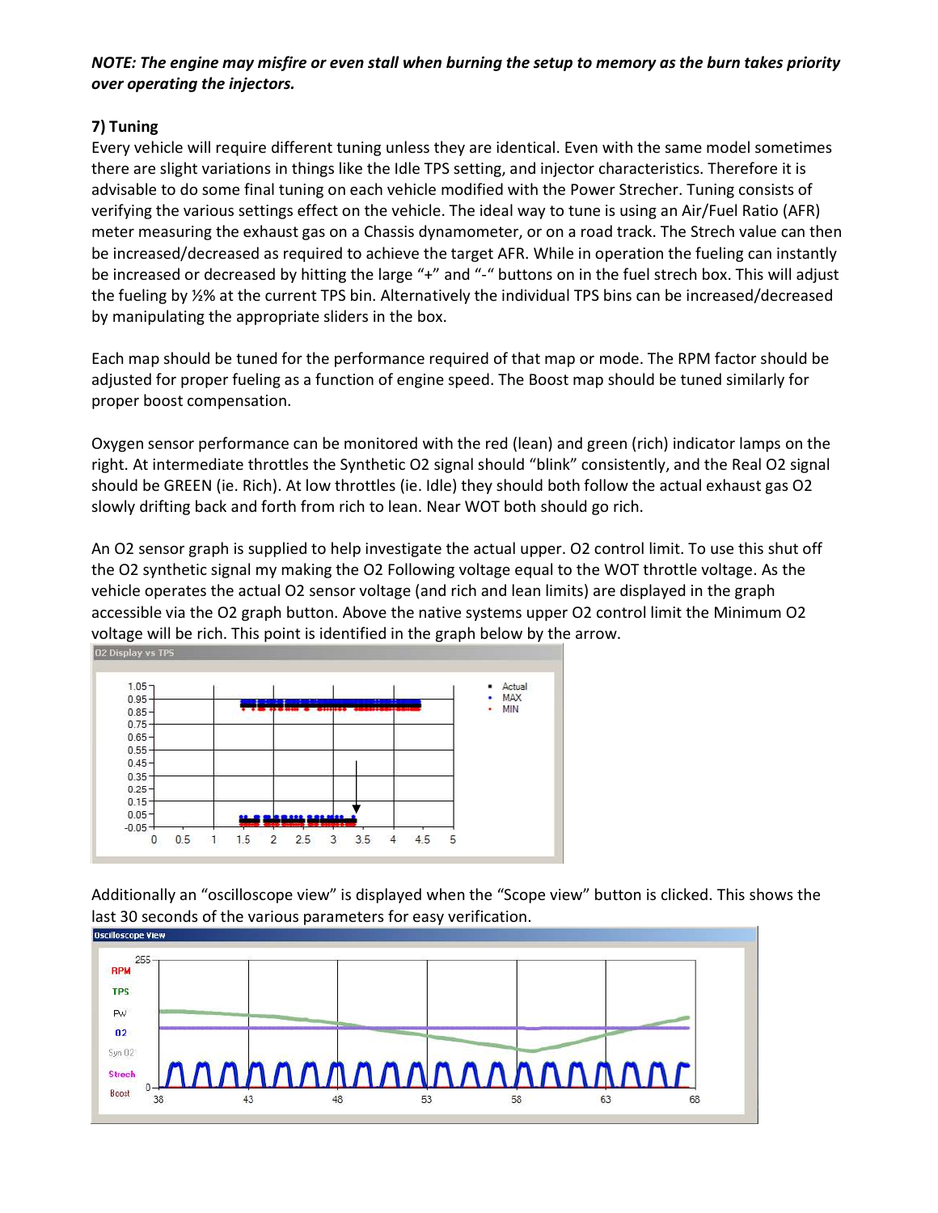***NOTE: The engine may misfire or even stall when burning the setup to memory as the burn takes priority over operating the injectors.***

**7) Tuning**

Every vehicle will require different tuning unless they are identical. Even with the same model sometimes there are slight variations in things like the Idle TPS setting, and injector characteristics. Therefore it is advisable to do some final tuning on each vehicle modified with the Power Strecher. Tuning consists of verifying the various settings effect on the vehicle. The ideal way to tune is using an Air/Fuel Ratio (AFR) meter measuring the exhaust gas on a Chassis dynamometer, or on a road track. The Strech value can then be increased/decreased as required to achieve the target AFR. While in operation the fueling can instantly be increased or decreased by hitting the large "+" and "-" buttons on in the fuel strech box. This will adjust the fueling by ½% at the current TPS bin. Alternatively the individual TPS bins can be increased/decreased by manipulating the appropriate sliders in the box.

Each map should be tuned for the performance required of that map or mode. The RPM factor should be adjusted for proper fueling as a function of engine speed. The Boost map should be tuned similarly for proper boost compensation.

Oxygen sensor performance can be monitored with the red (lean) and green (rich) indicator lamps on the right. At intermediate throttles the Synthetic O2 signal should "blink" consistently, and the Real O2 signal should be GREEN (ie. Rich). At low throttles (ie. Idle) they should both follow the actual exhaust gas O2 slowly drifting back and forth from rich to lean. Near WOT both should go rich.

An O2 sensor graph is supplied to help investigate the actual upper. O2 control limit. To use this shut off the O2 synthetic signal my making the O2 Following voltage equal to the WOT throttle voltage. As the vehicle operates the actual O2 sensor voltage (and rich and lean limits) are displayed in the graph accessible via the O2 graph button. Above the native systems upper O2 control limit the Minimum O2 voltage will be rich. This point is identified in the graph below by the arrow.

Additionally an "oscilloscope view" is displayed when the "Scope view" button is clicked. This shows the last 30 seconds of the various parameters for easy verification.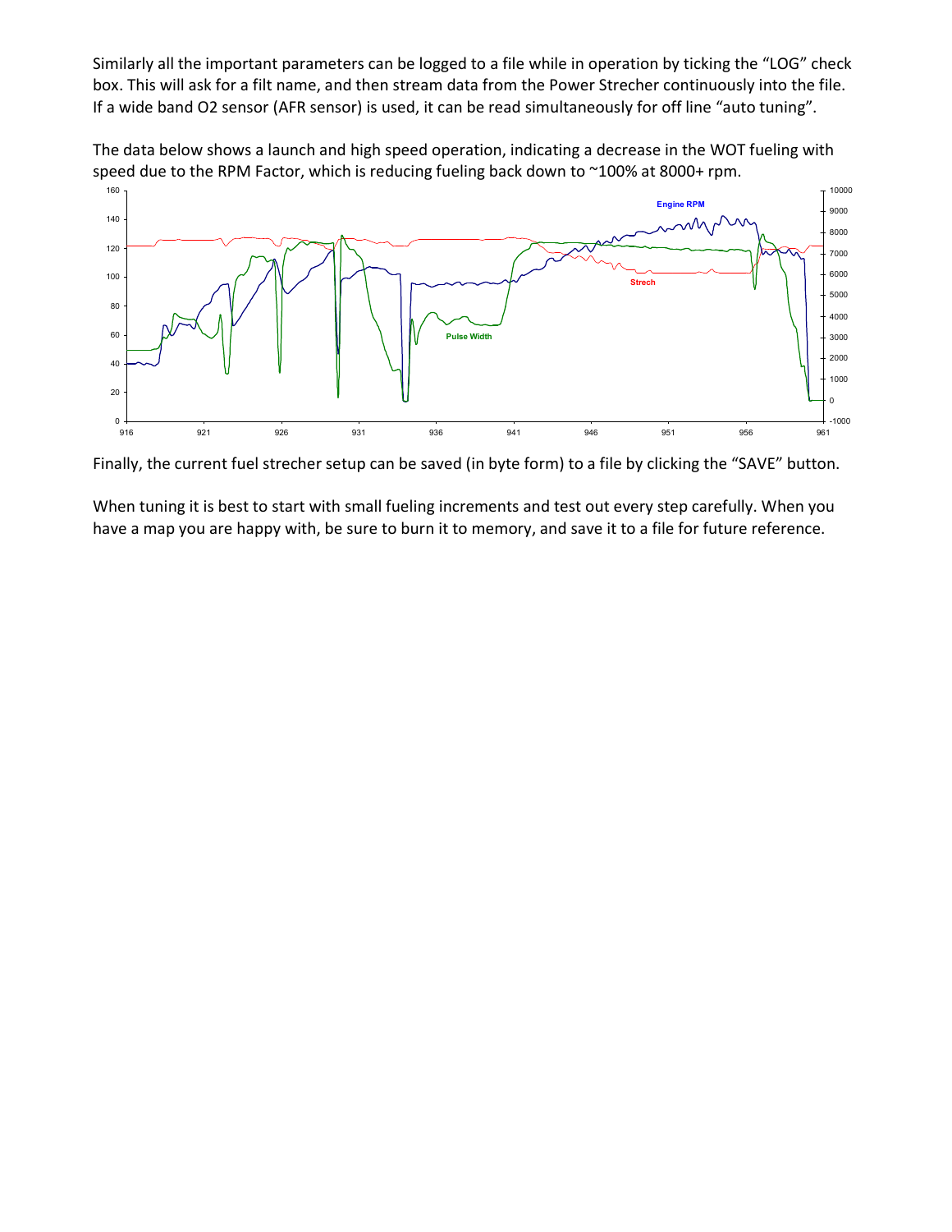Similarly all the important parameters can be logged to a file while in operation by ticking the “LOG” check box. This will ask for a filt name, and then stream data from the Power Strecher continuously into the file. If a wide band O2 sensor (AFR sensor) is used, it can be read simultaneously for off line “auto tuning”.

The data below shows a launch and high speed operation, indicating a decrease in the WOT fueling with speed due to the RPM Factor, which is reducing fueling back down to ~100% at 8000+ rpm.

Finally, the current fuel strecher setup can be saved (in byte form) to a file by clicking the “SAVE” button.

When tuning it is best to start with small fueling increments and test out every step carefully. When you have a map you are happy with, be sure to burn it to memory, and save it to a file for future reference.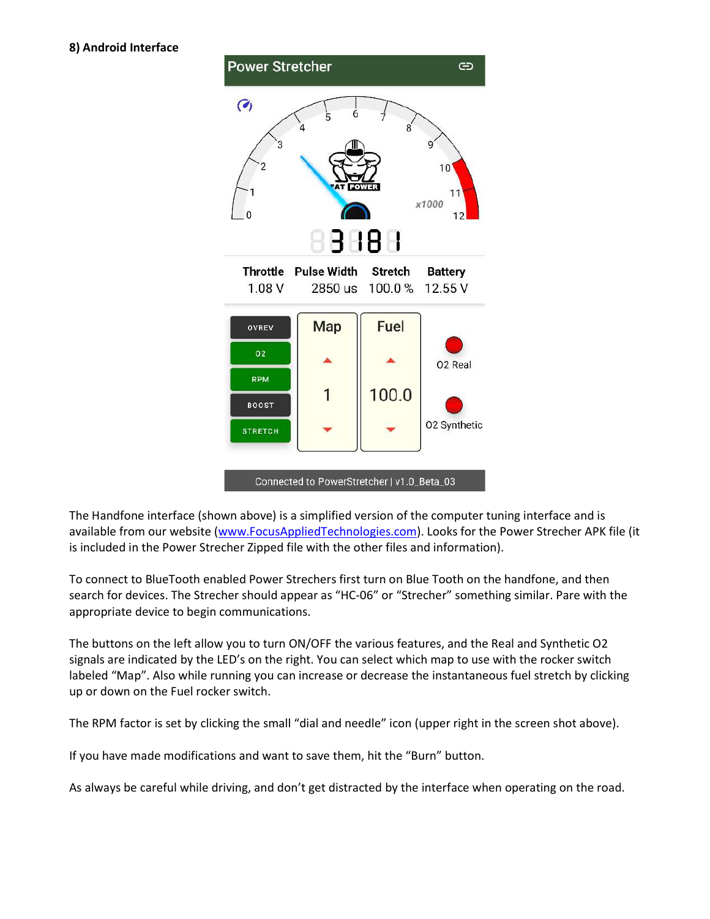**8) Android Interface**

The Handfone interface (shown above) is a simplified version of the computer tuning interface and is available from our website ([www.FocusAppliedTechnologies.com](http://www.FocusAppliedTechnologies.com)). Looks for the Power Strecher APK file (it is included in the Power Strecher Zipped file with the other files and information).

To connect to BlueTooth enabled Power Strechers first turn on Blue Tooth on the handfone, and then search for devices. The Strecher should appear as “HC-06” or “Strecher” something similar. Pare with the appropriate device to begin communications.

The buttons on the left allow you to turn ON/OFF the various features, and the Real and Synthetic O2 signals are indicated by the LED’s on the right. You can select which map to use with the rocker switch labeled “Map”. Also while running you can increase or decrease the instantaneous fuel stretch by clicking up or down on the Fuel rocker switch.

The RPM factor is set by clicking the small “dial and needle” icon (upper right in the screen shot above).

If you have made modifications and want to save them, hit the “Burn” button.

As always be careful while driving, and don’t get distracted by the interface when operating on the road.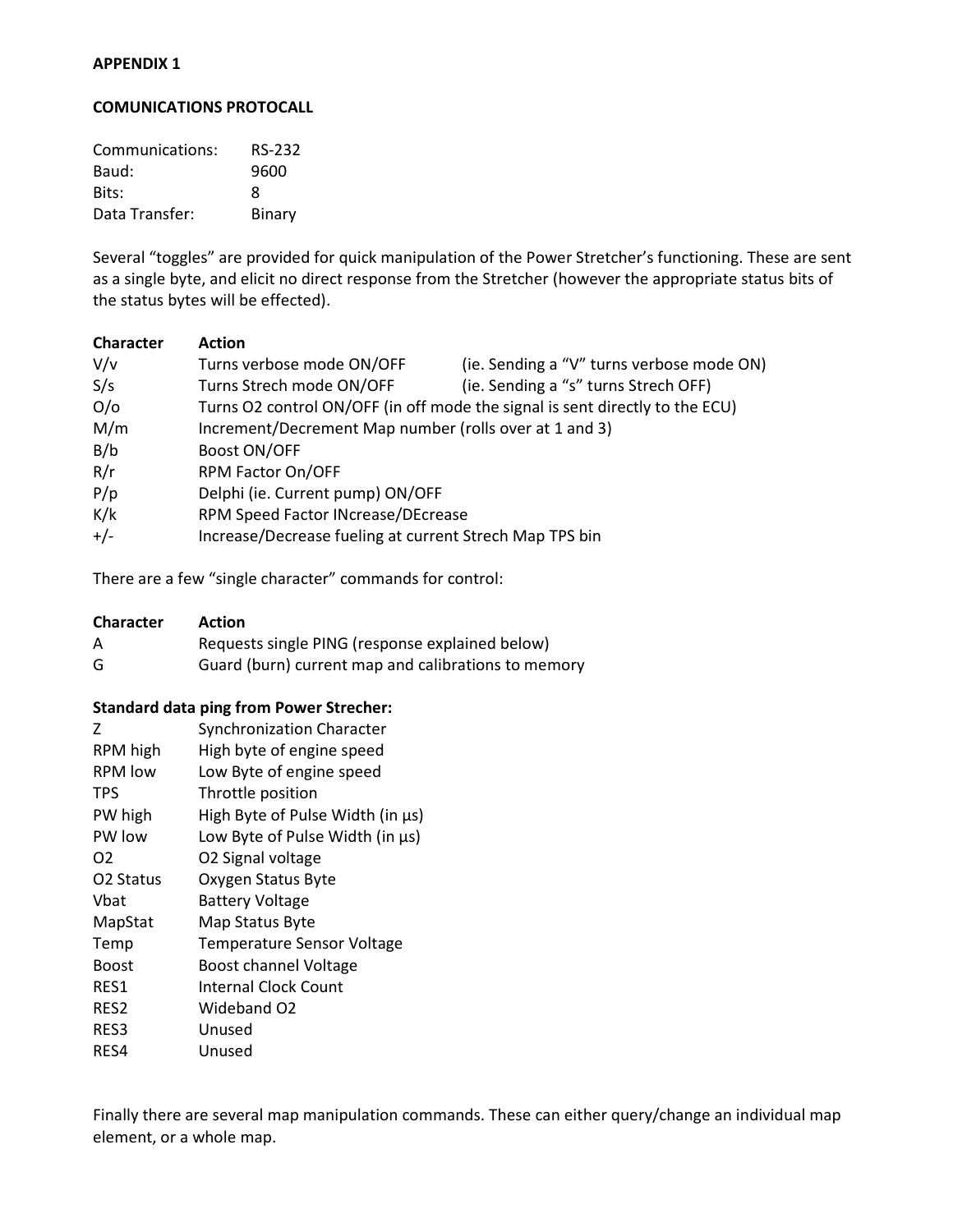**APPENDIX 1**

**COMUNICATIONS PROTOCALL**

| | |
|---|---|
| Communications: | RS-232 |
| Baud: | 9600 |
| Bits: | 8 |
| Data Transfer: | Binary |

Several "toggles" are provided for quick manipulation of the Power Stretcher's functioning. These are sent as a single byte, and elicit no direct response from the Stretcher (however the appropriate status bits of the status bytes will be effected).

| **Character** | **Action** | |
|---|---|---|
| V/v | Turns verbose mode ON/OFF | (ie. Sending a "V" turns verbose mode ON) |
| S/s | Turns Strech mode ON/OFF | (ie. Sending a "s" turns Strech OFF) |
| O/o | Turns O2 control ON/OFF (in off mode the signal is sent directly to the ECU) | |
| M/m | Increment/Decrement Map number (rolls over at 1 and 3) | |
| B/b | Boost ON/OFF | |
| R/r | RPM Factor On/OFF | |
| P/p | Delphi (ie. Current pump) ON/OFF | |
| K/k | RPM Speed Factor INcrease/DEcrease | |
| +/- | Increase/Decrease fueling at current Strech Map TPS bin | |

There are a few "single character" commands for control:

| **Character** | **Action** |
|---|---|
| A | Requests single PING (response explained below) |
| G | Guard (burn) current map and calibrations to memory |

**Standard data ping from Power Strecher:**

| | |
|---|---|
| Z | Synchronization Character |
| RPM high | High byte of engine speed |
| RPM low | Low Byte of engine speed |
| TPS | Throttle position |
| PW high | High Byte of Pulse Width (in µs) |
| PW low | Low Byte of Pulse Width (in µs) |
| O2 | O2 Signal voltage |
| O2 Status | Oxygen Status Byte |
| Vbat | Battery Voltage |
| MapStat | Map Status Byte |
| Temp | Temperature Sensor Voltage |
| Boost | Boost channel Voltage |
| RES1 | Internal Clock Count |
| RES2 | Wideband O2 |
| RES3 | Unused |
| RES4 | Unused |

Finally there are several map manipulation commands. These can either query/change an individual map element, or a whole map.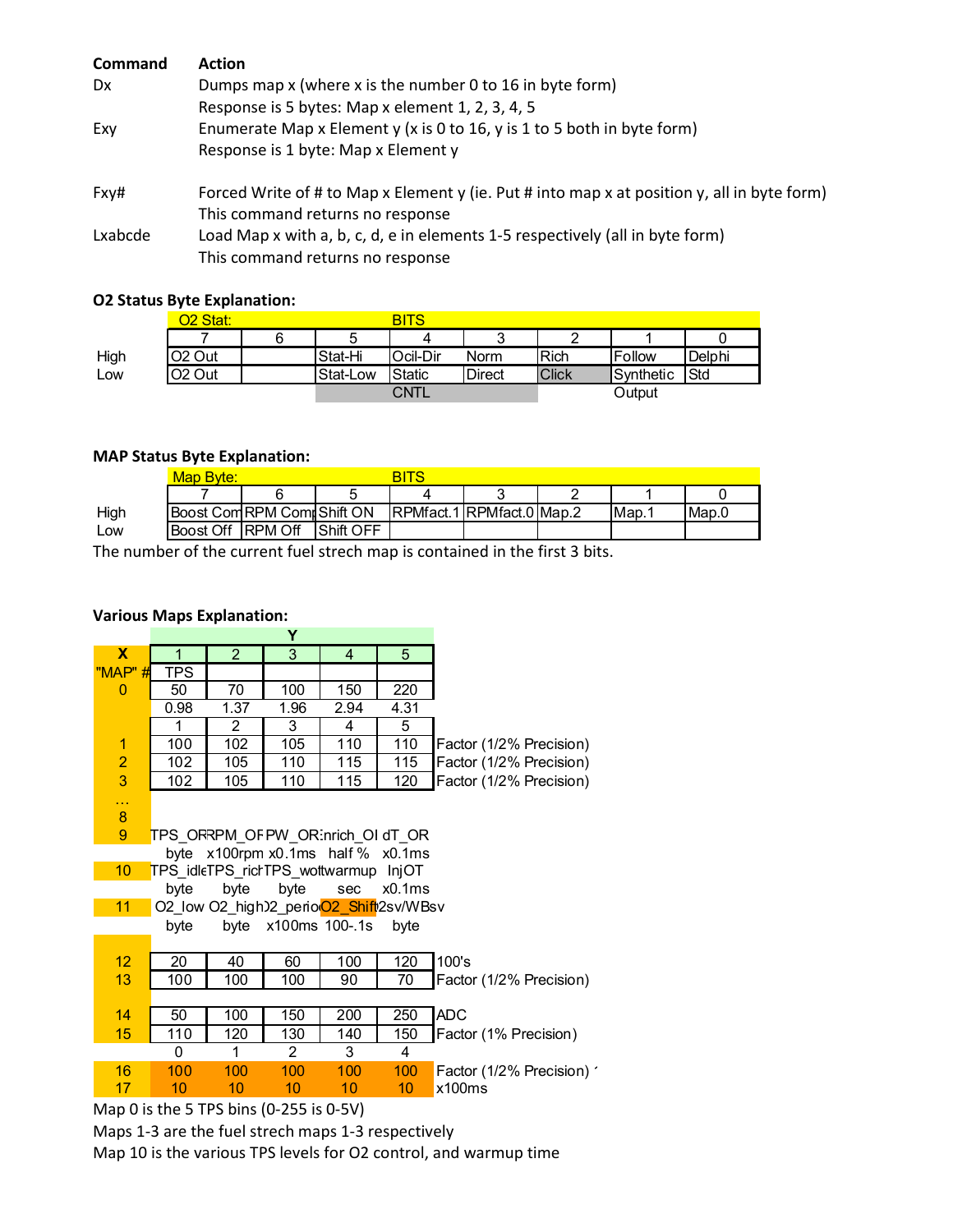| **Command** | **Action** |
|---|---|
| Dx | Dumps map x (where x is the number 0 to 16 in byte form) |
| | Response is 5 bytes: Map x element 1, 2, 3, 4, 5 |
| Exy | Enumerate Map x Element y (x is 0 to 16, y is 1 to 5 both in byte form) |
| | Response is 1 byte: Map x Element y |
| Fxy# | Forced Write of # to Map x Element y (ie. Put # into map x at position y, all in byte form) |
| | This command returns no response |
| Lxabcde | Load Map x with a, b, c, d, e in elements 1-5 respectively (all in byte form) |
| | This command returns no response |

### O2 Status Byte Explanation:

| | O2 Stat: | | | BITS | | | | |
|---|---|---|---|---|---|---|---|---|
| | 7 | 6 | 5 | 4 | 3 | 2 | 1 | 0 |
| High | O2 Out | | Stat-Hi | Ocil-Dir | Norm | Rich | Follow | Delphi |
| Low | O2 Out | | Stat-Low | Static | Direct | Click | Synthetic | Std |
| | | | | CNTL | | | Output | |

### MAP Status Byte Explanation:

| | Map Byte: | | | BITS | | | | |
|---|---|---|---|---|---|---|---|---|
| | 7 | 6 | 5 | 4 | 3 | 2 | 1 | 0 |
| High | Boost Com | RPM Com | Shift ON | RPMfact.1 | RPMfact.0 | Map.2 | Map.1 | Map.0 |
| Low | Boost Off | RPM Off | Shift OFF | | | | | |

The number of the current fuel strech map is contained in the first 3 bits.

### Various Maps Explanation:

| X | Y: 1 | 2 | 3 | 4 | 5 | |
|---|---|---|---|---|---|---|
| "MAP" # | TPS | | | | | |
| 0 | 50 | 70 | 100 | 150 | 220 | |
| | 0.98 | 1.37 | 1.96 | 2.94 | 4.31 | |
| | 1 | 2 | 3 | 4 | 5 | |
| 1 | 100 | 102 | 105 | 110 | 110 | Factor (1/2% Precision) |
| 2 | 102 | 105 | 110 | 115 | 115 | Factor (1/2% Precision) |
| 3 | 102 | 105 | 110 | 115 | 120 | Factor (1/2% Precision) |
| … | | | | | | |
| 8 | | | | | | |
| 9 | TPS_OR | RPM_OF | PW_OR | Enrich_OI | dT_OR | |
| | byte | x100rpm | x0.1ms | half % | x0.1ms | |
| 10 | TPS_idle | TPS_rich | TPS_wot | warmup | InjOT | |
| | byte | byte | byte | sec | x0.1ms | |
| 11 | O2_low | O2_high | O2_perio | O2_Shift | O2sv/WBsv | |
| | byte | byte | x100ms | 100-.1s | byte | |
| | | | | | | |
| 12 | 20 | 40 | 60 | 100 | 120 | 100's |
| 13 | 100 | 100 | 100 | 90 | 70 | Factor (1/2% Precision) |
| | | | | | | |
| 14 | 50 | 100 | 150 | 200 | 250 | ADC |
| 15 | 110 | 120 | 130 | 140 | 150 | Factor (1% Precision) |
| | 0 | 1 | 2 | 3 | 4 | |
| 16 | 100 | 100 | 100 | 100 | 100 | Factor (1/2% Precision) |
| 17 | 10 | 10 | 10 | 10 | 10 | x100ms |

Map 0 is the 5 TPS bins (0-255 is 0-5V)

Maps 1-3 are the fuel strech maps 1-3 respectively

Map 10 is the various TPS levels for O2 control, and warmup time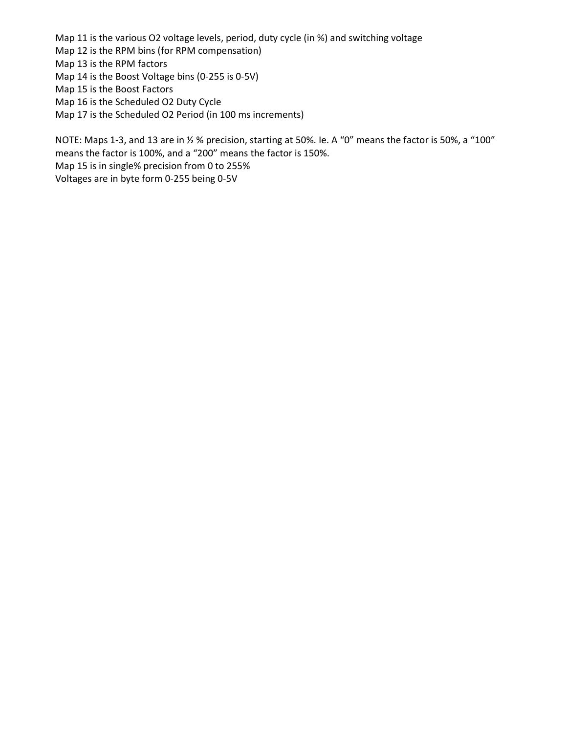Map 11 is the various O2 voltage levels, period, duty cycle (in %) and switching voltage
Map 12 is the RPM bins (for RPM compensation)
Map 13 is the RPM factors
Map 14 is the Boost Voltage bins (0-255 is 0-5V)
Map 15 is the Boost Factors
Map 16 is the Scheduled O2 Duty Cycle
Map 17 is the Scheduled O2 Period (in 100 ms increments)

NOTE: Maps 1-3, and 13 are in ½ % precision, starting at 50%. Ie. A "0" means the factor is 50%, a "100" means the factor is 100%, and a "200" means the factor is 150%.
Map 15 is in single% precision from 0 to 255%
Voltages are in byte form 0-255 being 0-5V